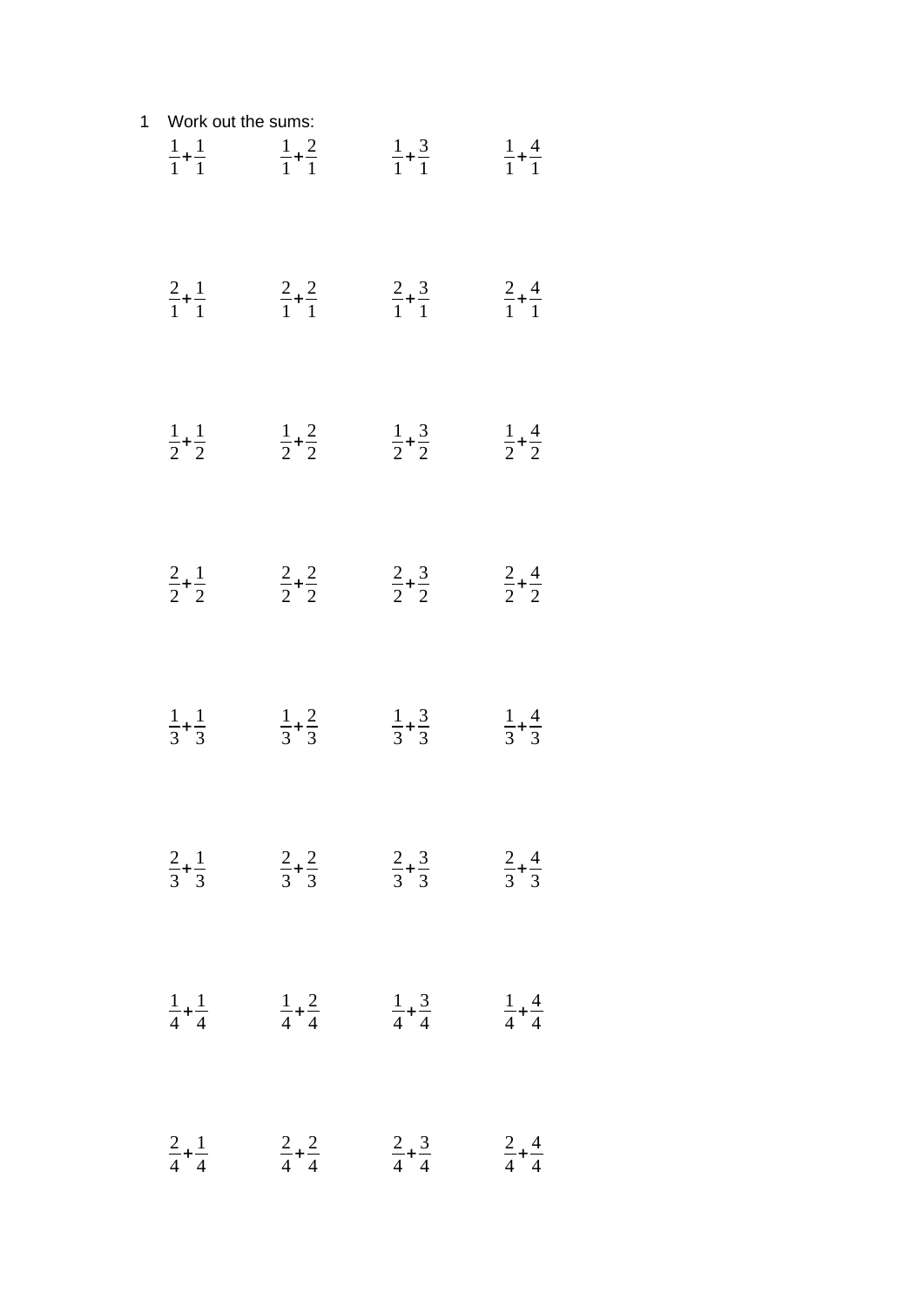1 Work out the sums:

$\frac{1}{1}+\frac{1}{1}$ $\frac{1}{1}+\frac{2}{1}$ $\frac{1}{1}+\frac{3}{1}$ $\frac{1}{1}+\frac{4}{1}$

$\frac{2}{1}+\frac{1}{1}$ $\frac{2}{1}+\frac{2}{1}$ $\frac{2}{1}+\frac{3}{1}$ $\frac{2}{1}+\frac{4}{1}$

$\frac{1}{2}+\frac{1}{2}$ $\frac{1}{2}+\frac{2}{2}$ $\frac{1}{2}+\frac{3}{2}$ $\frac{1}{2}+\frac{4}{2}$

$\frac{2}{2}+\frac{1}{2}$ $\frac{2}{2}+\frac{2}{2}$ $\frac{2}{2}+\frac{3}{2}$ $\frac{2}{2}+\frac{4}{2}$

$\frac{1}{3}+\frac{1}{3}$ $\frac{1}{3}+\frac{2}{3}$ $\frac{1}{3}+\frac{3}{3}$ $\frac{1}{3}+\frac{4}{3}$

$\frac{2}{3}+\frac{1}{3}$ $\frac{2}{3}+\frac{2}{3}$ $\frac{2}{3}+\frac{3}{3}$ $\frac{2}{3}+\frac{4}{3}$

$\frac{1}{4}+\frac{1}{4}$ $\frac{1}{4}+\frac{2}{4}$ $\frac{1}{4}+\frac{3}{4}$ $\frac{1}{4}+\frac{4}{4}$

$\frac{2}{4}+\frac{1}{4}$ $\frac{2}{4}+\frac{2}{4}$ $\frac{2}{4}+\frac{3}{4}$ $\frac{2}{4}+\frac{4}{4}$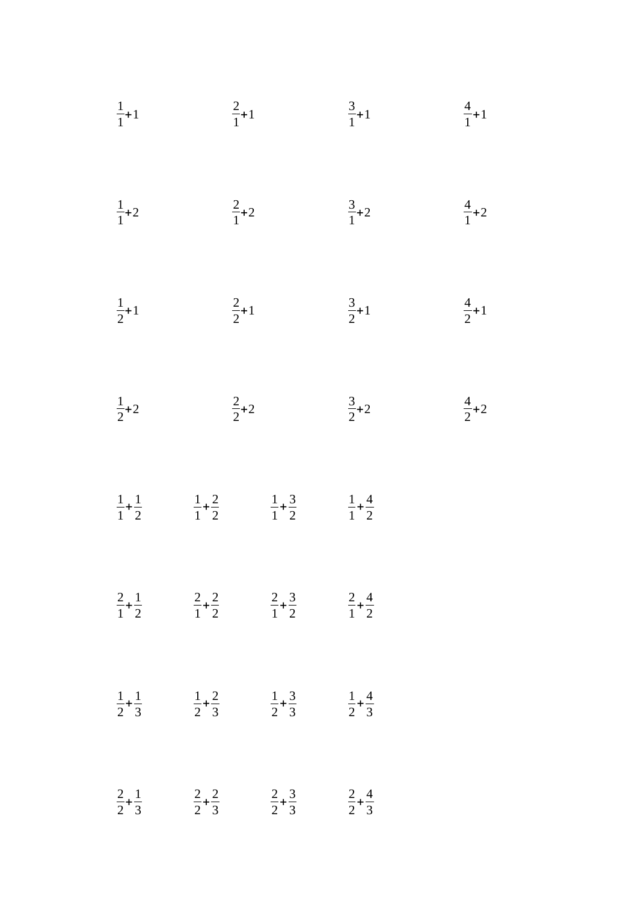$\frac{1}{1}+1$ $\frac{2}{1}+1$ $\frac{3}{1}+1$ $\frac{4}{1}+1$

$\frac{1}{1}+2$ $\frac{2}{1}+2$ $\frac{3}{1}+2$ $\frac{4}{1}+2$

$\frac{1}{2}+1$ $\frac{2}{2}+1$ $\frac{3}{2}+1$ $\frac{4}{2}+1$

$\frac{1}{2}+2$ $\frac{2}{2}+2$ $\frac{3}{2}+2$ $\frac{4}{2}+2$

$\frac{1}{1}+\frac{1}{2}$ $\frac{1}{1}+\frac{2}{2}$ $\frac{1}{1}+\frac{3}{2}$ $\frac{1}{1}+\frac{4}{2}$

$\frac{2}{1}+\frac{1}{2}$ $\frac{2}{1}+\frac{2}{2}$ $\frac{2}{1}+\frac{3}{2}$ $\frac{2}{1}+\frac{4}{2}$

$\frac{1}{2}+\frac{1}{3}$ $\frac{1}{2}+\frac{2}{3}$ $\frac{1}{2}+\frac{3}{3}$ $\frac{1}{2}+\frac{4}{3}$

$\frac{2}{2}+\frac{1}{3}$ $\frac{2}{2}+\frac{2}{3}$ $\frac{2}{2}+\frac{3}{3}$ $\frac{2}{2}+\frac{4}{3}$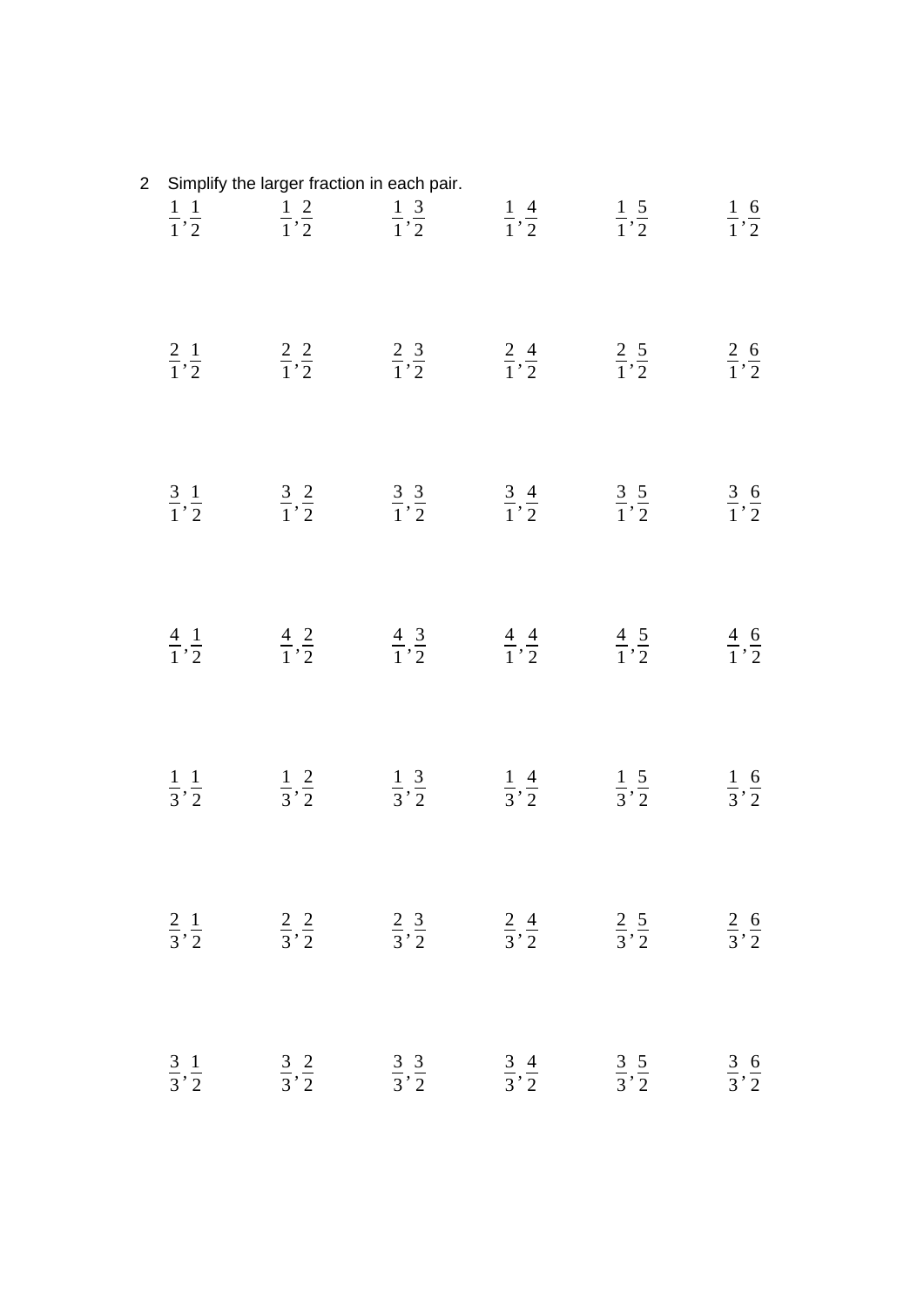2 Simplify the larger fraction in each pair.

$\frac{1}{1}, \frac{1}{2}$ $\frac{1}{1}, \frac{2}{2}$ $\frac{1}{1}, \frac{3}{2}$ $\frac{1}{1}, \frac{4}{2}$ $\frac{1}{1}, \frac{5}{2}$ $\frac{1}{1}, \frac{6}{2}$

$\frac{2}{1}, \frac{1}{2}$ $\frac{2}{1}, \frac{2}{2}$ $\frac{2}{1}, \frac{3}{2}$ $\frac{2}{1}, \frac{4}{2}$ $\frac{2}{1}, \frac{5}{2}$ $\frac{2}{1}, \frac{6}{2}$

$\frac{3}{1}, \frac{1}{2}$ $\frac{3}{1}, \frac{2}{2}$ $\frac{3}{1}, \frac{3}{2}$ $\frac{3}{1}, \frac{4}{2}$ $\frac{3}{1}, \frac{5}{2}$ $\frac{3}{1}, \frac{6}{2}$

$\frac{4}{1}, \frac{1}{2}$ $\frac{4}{1}, \frac{2}{2}$ $\frac{4}{1}, \frac{3}{2}$ $\frac{4}{1}, \frac{4}{2}$ $\frac{4}{1}, \frac{5}{2}$ $\frac{4}{1}, \frac{6}{2}$

$\frac{1}{3}, \frac{1}{2}$ $\frac{1}{3}, \frac{2}{2}$ $\frac{1}{3}, \frac{3}{2}$ $\frac{1}{3}, \frac{4}{2}$ $\frac{1}{3}, \frac{5}{2}$ $\frac{1}{3}, \frac{6}{2}$

$\frac{2}{3}, \frac{1}{2}$ $\frac{2}{3}, \frac{2}{2}$ $\frac{2}{3}, \frac{3}{2}$ $\frac{2}{3}, \frac{4}{2}$ $\frac{2}{3}, \frac{5}{2}$ $\frac{2}{3}, \frac{6}{2}$

$\frac{3}{3}, \frac{1}{2}$ $\frac{3}{3}, \frac{2}{2}$ $\frac{3}{3}, \frac{3}{2}$ $\frac{3}{3}, \frac{4}{2}$ $\frac{3}{3}, \frac{5}{2}$ $\frac{3}{3}, \frac{6}{2}$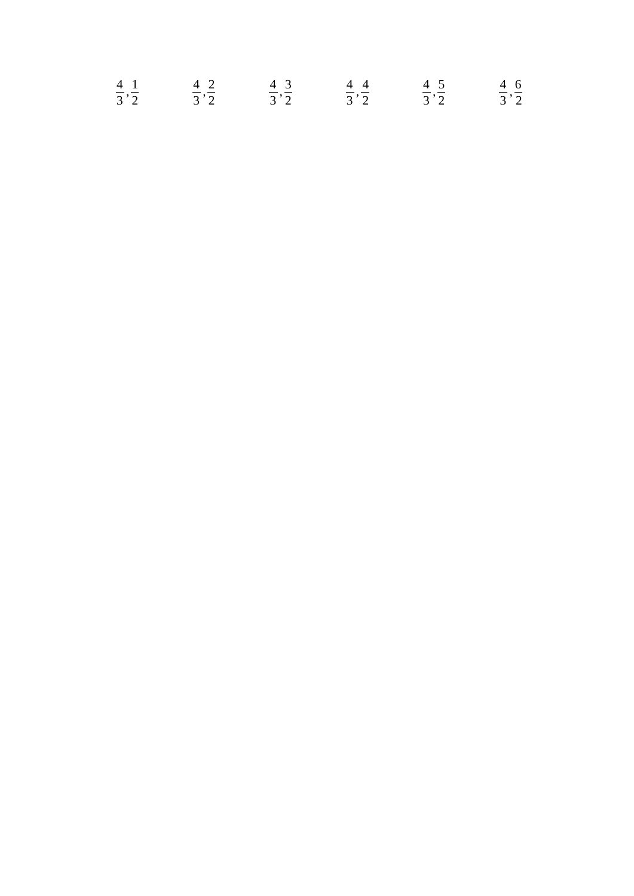$\frac{4}{3},\frac{1}{2}$ $\frac{4}{3},\frac{2}{2}$ $\frac{4}{3},\frac{3}{2}$ $\frac{4}{3},\frac{4}{2}$ $\frac{4}{3},\frac{5}{2}$ $\frac{4}{3},\frac{6}{2}$